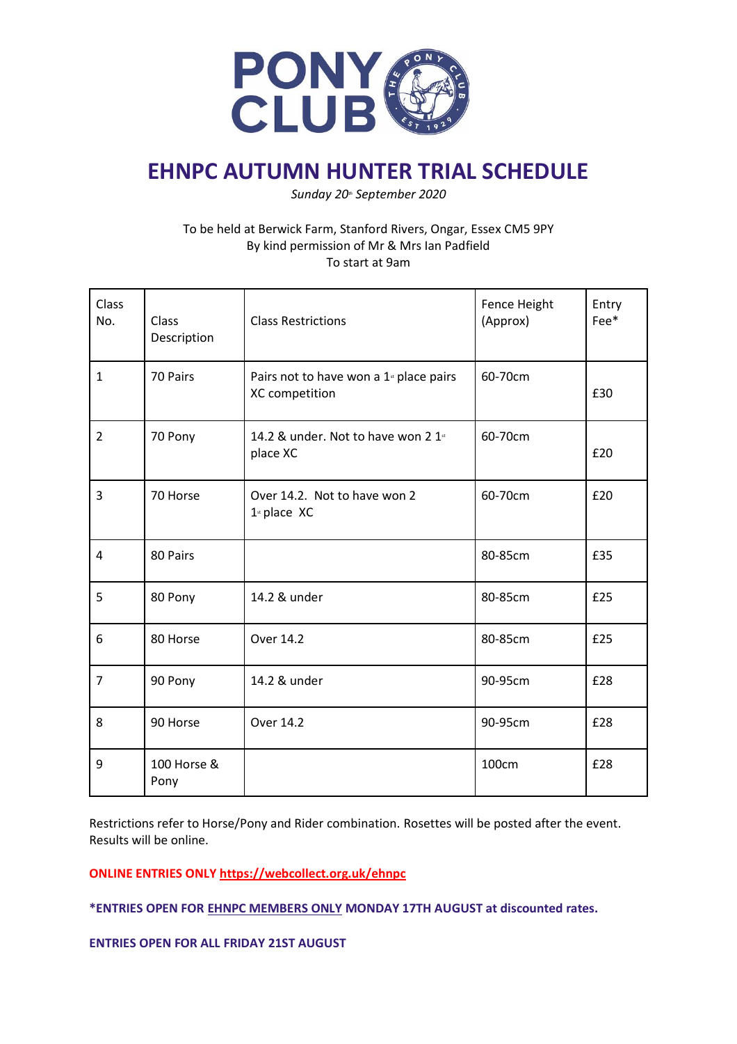# EHNPC AUTUMN HUNTER TRIAL SCHEDULE

*Sunday 20th September 2020*

To be held at Berwick Farm, Stanford Rivers, Ongar, Essex CM5 9PY
By kind permission of Mr & Mrs Ian Padfield
To start at 9am

| Class No. | Class Description | Class Restrictions | Fence Height (Approx) | Entry Fee* |
|---|---|---|---|---|
| 1 | 70 Pairs | Pairs not to have won a 1st place pairs XC competition | 60-70cm | £30 |
| 2 | 70 Pony | 14.2 & under. Not to have won 2 1st place XC | 60-70cm | £20 |
| 3 | 70 Horse | Over 14.2. Not to have won 2 1st place XC | 60-70cm | £20 |
| 4 | 80 Pairs | | 80-85cm | £35 |
| 5 | 80 Pony | 14.2 & under | 80-85cm | £25 |
| 6 | 80 Horse | Over 14.2 | 80-85cm | £25 |
| 7 | 90 Pony | 14.2 & under | 90-95cm | £28 |
| 8 | 90 Horse | Over 14.2 | 90-95cm | £28 |
| 9 | 100 Horse & Pony | | 100cm | £28 |

Restrictions refer to Horse/Pony and Rider combination. Rosettes will be posted after the event. Results will be online.

**ONLINE ENTRIES ONLY https://webcollect.org.uk/ehnpc**

***ENTRIES OPEN FOR EHNPC MEMBERS ONLY MONDAY 17TH AUGUST at discounted rates.**

**ENTRIES OPEN FOR ALL FRIDAY 21ST AUGUST**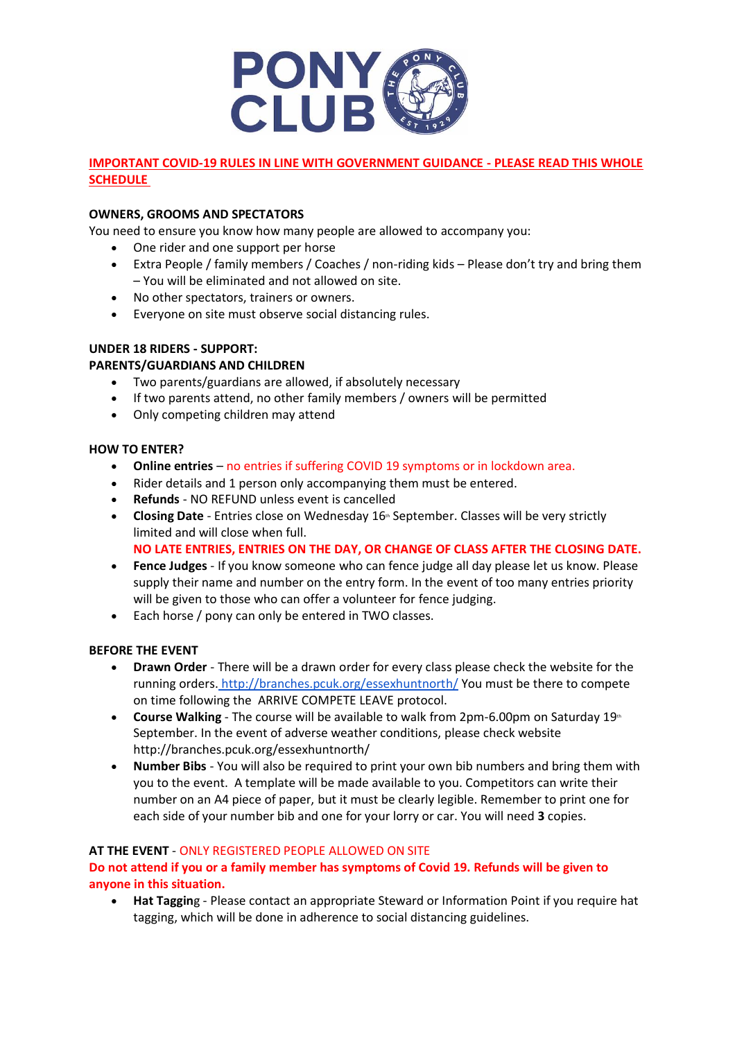**IMPORTANT COVID-19 RULES IN LINE WITH GOVERNMENT GUIDANCE - PLEASE READ THIS WHOLE SCHEDULE**

**OWNERS, GROOMS AND SPECTATORS**

You need to ensure you know how many people are allowed to accompany you:

- One rider and one support per horse
- Extra People / family members / Coaches / non-riding kids – Please don't try and bring them – You will be eliminated and not allowed on site.
- No other spectators, trainers or owners.
- Everyone on site must observe social distancing rules.

**UNDER 18 RIDERS - SUPPORT:**
**PARENTS/GUARDIANS AND CHILDREN**

- Two parents/guardians are allowed, if absolutely necessary
- If two parents attend, no other family members / owners will be permitted
- Only competing children may attend

**HOW TO ENTER?**

- **Online entries** – no entries if suffering COVID 19 symptoms or in lockdown area.
- Rider details and 1 person only accompanying them must be entered.
- **Refunds** - NO REFUND unless event is cancelled
- **Closing Date** - Entries close on Wednesday 16th September. Classes will be very strictly limited and will close when full.
  **NO LATE ENTRIES, ENTRIES ON THE DAY, OR CHANGE OF CLASS AFTER THE CLOSING DATE.**
- **Fence Judges** - If you know someone who can fence judge all day please let us know. Please supply their name and number on the entry form. In the event of too many entries priority will be given to those who can offer a volunteer for fence judging.
- Each horse / pony can only be entered in TWO classes.

**BEFORE THE EVENT**

- **Drawn Order** - There will be a drawn order for every class please check the website for the running orders. http://branches.pcuk.org/essexhuntnorth/ You must be there to compete on time following the ARRIVE COMPETE LEAVE protocol.
- **Course Walking** - The course will be available to walk from 2pm-6.00pm on Saturday 19th September. In the event of adverse weather conditions, please check website http://branches.pcuk.org/essexhuntnorth/
- **Number Bibs** - You will also be required to print your own bib numbers and bring them with you to the event. A template will be made available to you. Competitors can write their number on an A4 piece of paper, but it must be clearly legible. Remember to print one for each side of your number bib and one for your lorry or car. You will need **3** copies.

**AT THE EVENT** - ONLY REGISTERED PEOPLE ALLOWED ON SITE

**Do not attend if you or a family member has symptoms of Covid 19. Refunds will be given to anyone in this situation.**

- **Hat Tagging** - Please contact an appropriate Steward or Information Point if you require hat tagging, which will be done in adherence to social distancing guidelines.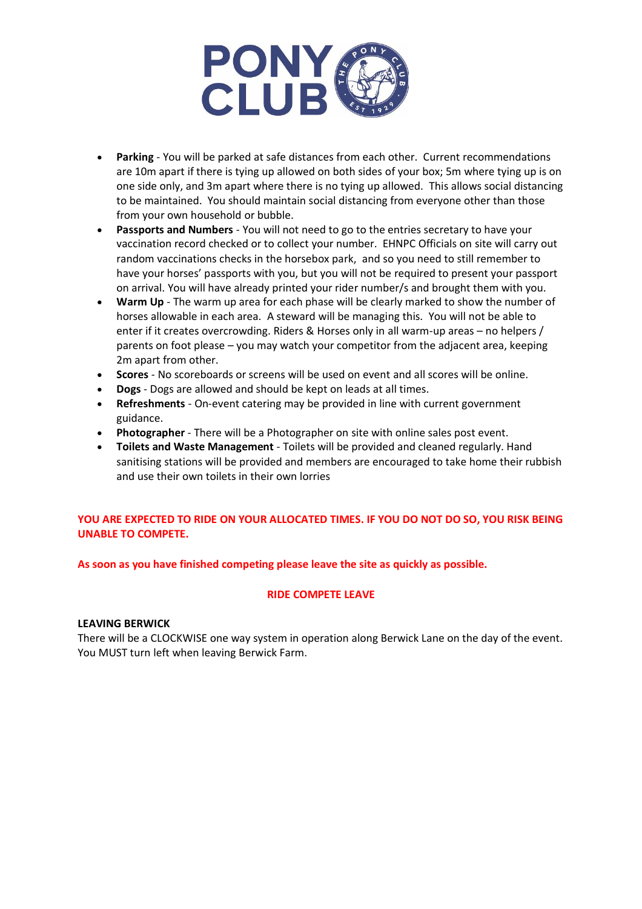- **Parking** - You will be parked at safe distances from each other. Current recommendations are 10m apart if there is tying up allowed on both sides of your box; 5m where tying up is on one side only, and 3m apart where there is no tying up allowed. This allows social distancing to be maintained. You should maintain social distancing from everyone other than those from your own household or bubble.
- **Passports and Numbers** - You will not need to go to the entries secretary to have your vaccination record checked or to collect your number. EHNPC Officials on site will carry out random vaccinations checks in the horsebox park, and so you need to still remember to have your horses' passports with you, but you will not be required to present your passport on arrival. You will have already printed your rider number/s and brought them with you.
- **Warm Up** - The warm up area for each phase will be clearly marked to show the number of horses allowable in each area. A steward will be managing this. You will not be able to enter if it creates overcrowding. Riders & Horses only in all warm-up areas – no helpers / parents on foot please – you may watch your competitor from the adjacent area, keeping 2m apart from other.
- **Scores** - No scoreboards or screens will be used on event and all scores will be online.
- **Dogs** - Dogs are allowed and should be kept on leads at all times.
- **Refreshments** - On-event catering may be provided in line with current government guidance.
- **Photographer** - There will be a Photographer on site with online sales post event.
- **Toilets and Waste Management** - Toilets will be provided and cleaned regularly. Hand sanitising stations will be provided and members are encouraged to take home their rubbish and use their own toilets in their own lorries

**YOU ARE EXPECTED TO RIDE ON YOUR ALLOCATED TIMES. IF YOU DO NOT DO SO, YOU RISK BEING UNABLE TO COMPETE.**

**As soon as you have finished competing please leave the site as quickly as possible.**

**RIDE COMPETE LEAVE**

**LEAVING BERWICK**

There will be a CLOCKWISE one way system in operation along Berwick Lane on the day of the event. You MUST turn left when leaving Berwick Farm.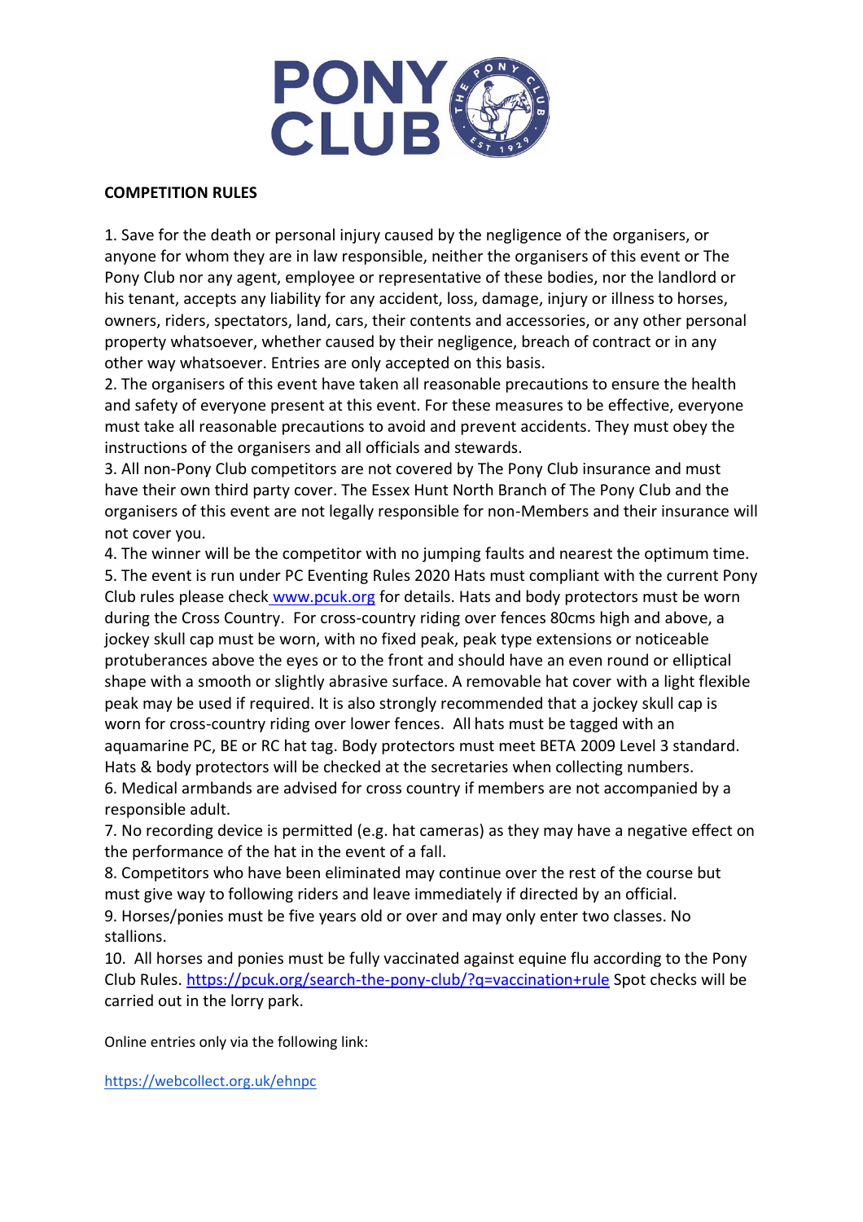**COMPETITION RULES**

1. Save for the death or personal injury caused by the negligence of the organisers, or anyone for whom they are in law responsible, neither the organisers of this event or The Pony Club nor any agent, employee or representative of these bodies, nor the landlord or his tenant, accepts any liability for any accident, loss, damage, injury or illness to horses, owners, riders, spectators, land, cars, their contents and accessories, or any other personal property whatsoever, whether caused by their negligence, breach of contract or in any other way whatsoever. Entries are only accepted on this basis.
2. The organisers of this event have taken all reasonable precautions to ensure the health and safety of everyone present at this event. For these measures to be effective, everyone must take all reasonable precautions to avoid and prevent accidents. They must obey the instructions of the organisers and all officials and stewards.
3. All non-Pony Club competitors are not covered by The Pony Club insurance and must have their own third party cover. The Essex Hunt North Branch of The Pony Club and the organisers of this event are not legally responsible for non-Members and their insurance will not cover you.
4. The winner will be the competitor with no jumping faults and nearest the optimum time.
5. The event is run under PC Eventing Rules 2020 Hats must compliant with the current Pony Club rules please check www.pcuk.org for details. Hats and body protectors must be worn during the Cross Country. For cross-country riding over fences 80cms high and above, a jockey skull cap must be worn, with no fixed peak, peak type extensions or noticeable protuberances above the eyes or to the front and should have an even round or elliptical shape with a smooth or slightly abrasive surface. A removable hat cover with a light flexible peak may be used if required. It is also strongly recommended that a jockey skull cap is worn for cross-country riding over lower fences. All hats must be tagged with an aquamarine PC, BE or RC hat tag. Body protectors must meet BETA 2009 Level 3 standard. Hats & body protectors will be checked at the secretaries when collecting numbers.
6. Medical armbands are advised for cross country if members are not accompanied by a responsible adult.
7. No recording device is permitted (e.g. hat cameras) as they may have a negative effect on the performance of the hat in the event of a fall.
8. Competitors who have been eliminated may continue over the rest of the course but must give way to following riders and leave immediately if directed by an official.
9. Horses/ponies must be five years old or over and may only enter two classes. No stallions.
10. All horses and ponies must be fully vaccinated against equine flu according to the Pony Club Rules. https://pcuk.org/search-the-pony-club/?q=vaccination+rule Spot checks will be carried out in the lorry park.

Online entries only via the following link:

https://webcollect.org.uk/ehnpc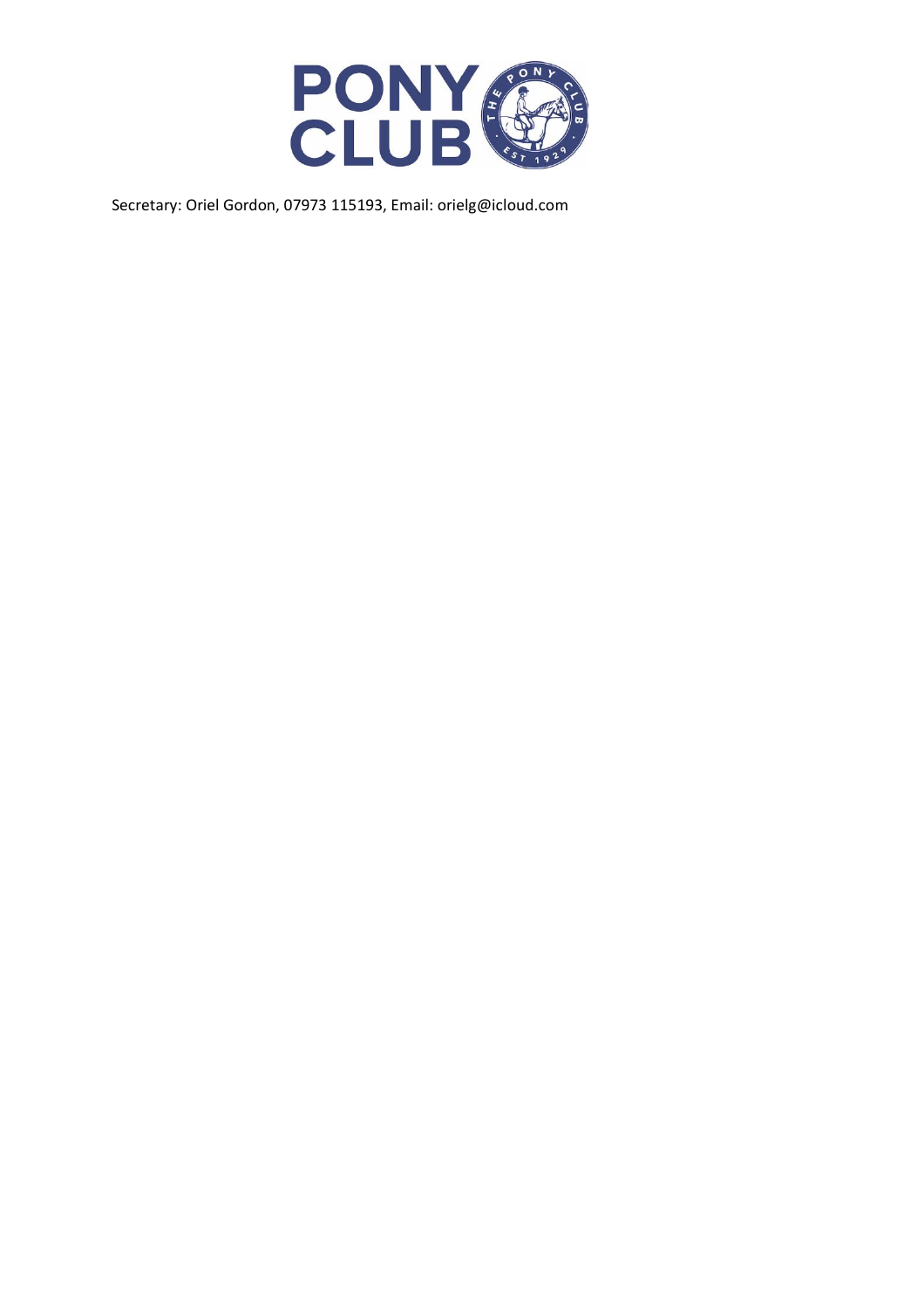Secretary: Oriel Gordon, 07973 115193, Email: orielg@icloud.com